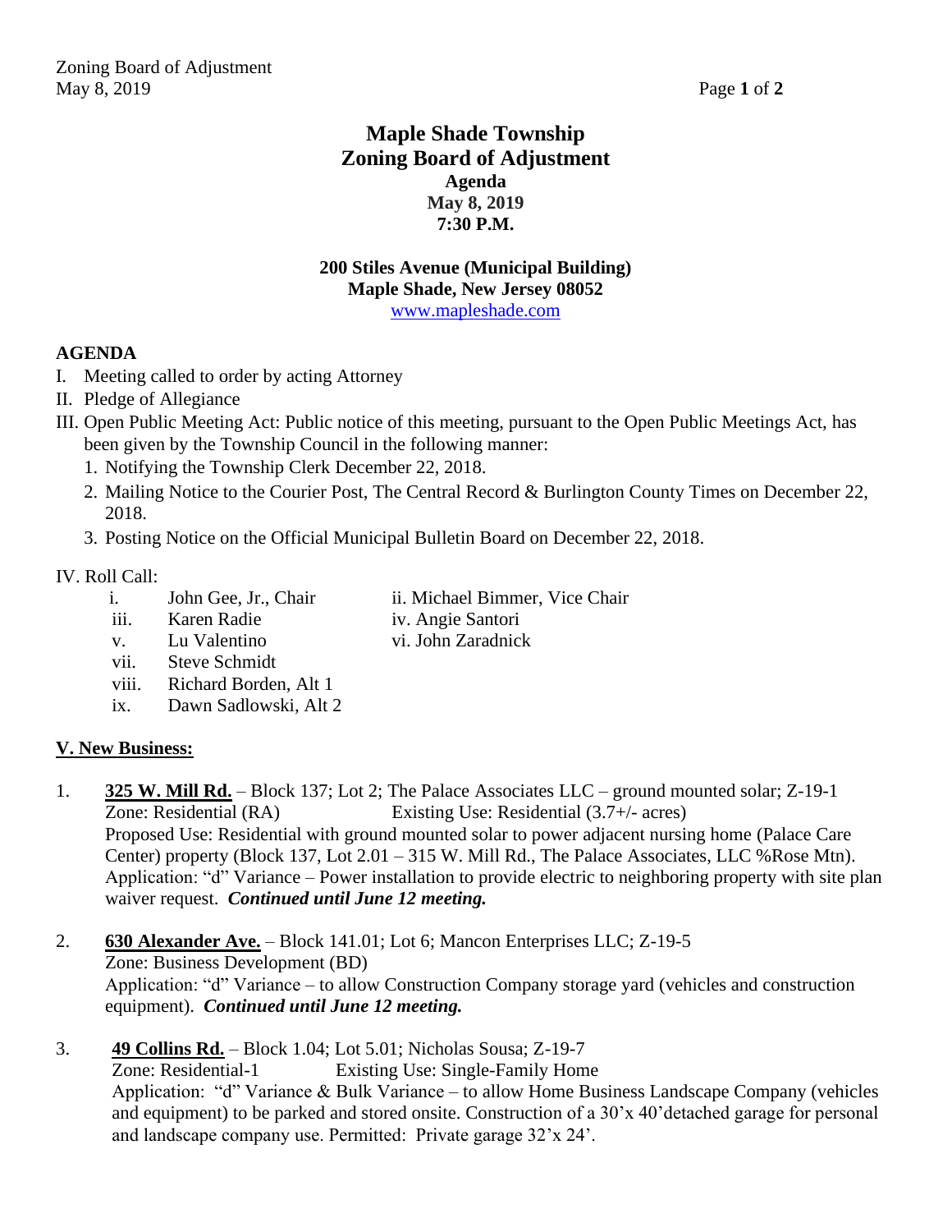# Maple Shade Township
# Zoning Board of Adjustment
### Agenda
### May 8, 2019
### 7:30 P.M.

**200 Stiles Avenue (Municipal Building)**
**Maple Shade, New Jersey 08052**
www.mapleshade.com

## AGENDA

I. Meeting called to order by acting Attorney

II. Pledge of Allegiance

III. Open Public Meeting Act: Public notice of this meeting, pursuant to the Open Public Meetings Act, has been given by the Township Council in the following manner:

1. Notifying the Township Clerk December 22, 2018.
2. Mailing Notice to the Courier Post, The Central Record & Burlington County Times on December 22, 2018.
3. Posting Notice on the Official Municipal Bulletin Board on December 22, 2018.

IV. Roll Call:

- i. John Gee, Jr., Chair
- ii. Michael Bimmer, Vice Chair
- iii. Karen Radie
- iv. Angie Santori
- v. Lu Valentino
- vi. John Zaradnick
- vii. Steve Schmidt
- viii. Richard Borden, Alt 1
- ix. Dawn Sadlowski, Alt 2

## V. New Business:

1. **325 W. Mill Rd.** – Block 137; Lot 2; The Palace Associates LLC – ground mounted solar; Z-19-1
   Zone: Residential (RA) Existing Use: Residential (3.7+/- acres)
   Proposed Use: Residential with ground mounted solar to power adjacent nursing home (Palace Care Center) property (Block 137, Lot 2.01 – 315 W. Mill Rd., The Palace Associates, LLC %Rose Mtn).
   Application: "d" Variance – Power installation to provide electric to neighboring property with site plan waiver request. ***Continued until June 12 meeting.***

2. **630 Alexander Ave.** – Block 141.01; Lot 6; Mancon Enterprises LLC; Z-19-5
   Zone: Business Development (BD)
   Application: "d" Variance – to allow Construction Company storage yard (vehicles and construction equipment). ***Continued until June 12 meeting.***

3. **49 Collins Rd.** – Block 1.04; Lot 5.01; Nicholas Sousa; Z-19-7
   Zone: Residential-1 Existing Use: Single-Family Home
   Application: "d" Variance & Bulk Variance – to allow Home Business Landscape Company (vehicles and equipment) to be parked and stored onsite. Construction of a 30'x 40'detached garage for personal and landscape company use. Permitted: Private garage 32'x 24'.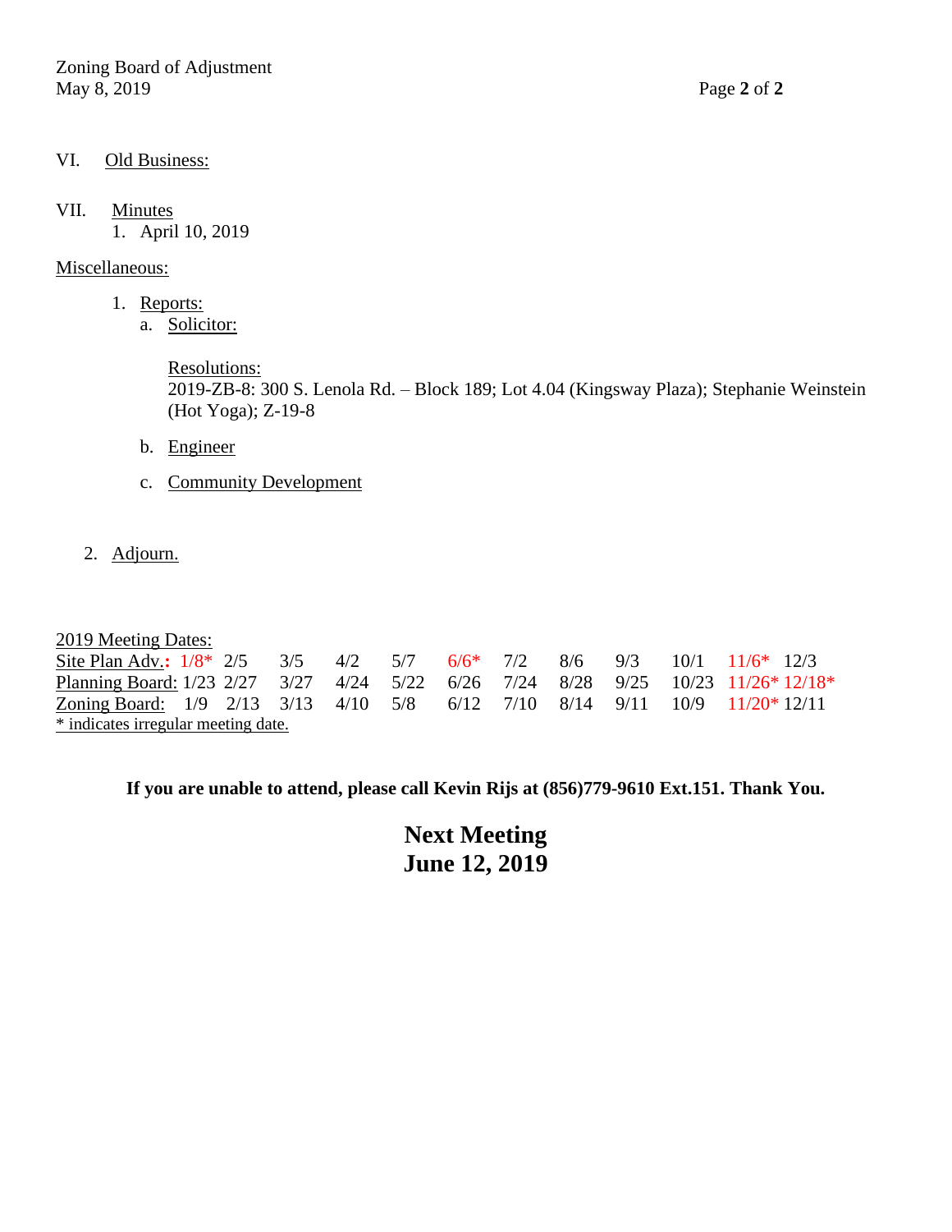VI. Old Business:

VII. Minutes

1. April 10, 2019

Miscellaneous:

1. Reports:
   a. Solicitor:

      Resolutions:
      2019-ZB-8: 300 S. Lenola Rd. – Block 189; Lot 4.04 (Kingsway Plaza); Stephanie Weinstein (Hot Yoga); Z-19-8

   b. Engineer

   c. Community Development

2. Adjourn.

2019 Meeting Dates:

| | | | | | | | | | | | | |
|---|---|---|---|---|---|---|---|---|---|---|---|---|
| Site Plan Adv.: | 1/8* | 2/5 | 3/5 | 4/2 | 5/7 | 6/6* | 7/2 | 8/6 | 9/3 | 10/1 | 11/6* | 12/3 |
| Planning Board: | 1/23 | 2/27 | 3/27 | 4/24 | 5/22 | 6/26 | 7/24 | 8/28 | 9/25 | 10/23 | 11/26* | 12/18* |
| Zoning Board: | 1/9 | 2/13 | 3/13 | 4/10 | 5/8 | 6/12 | 7/10 | 8/14 | 9/11 | 10/9 | 11/20* | 12/11 |

* indicates irregular meeting date.

**If you are unable to attend, please call Kevin Rijs at (856)779-9610 Ext.151. Thank You.**

**Next Meeting**
**June 12, 2019**